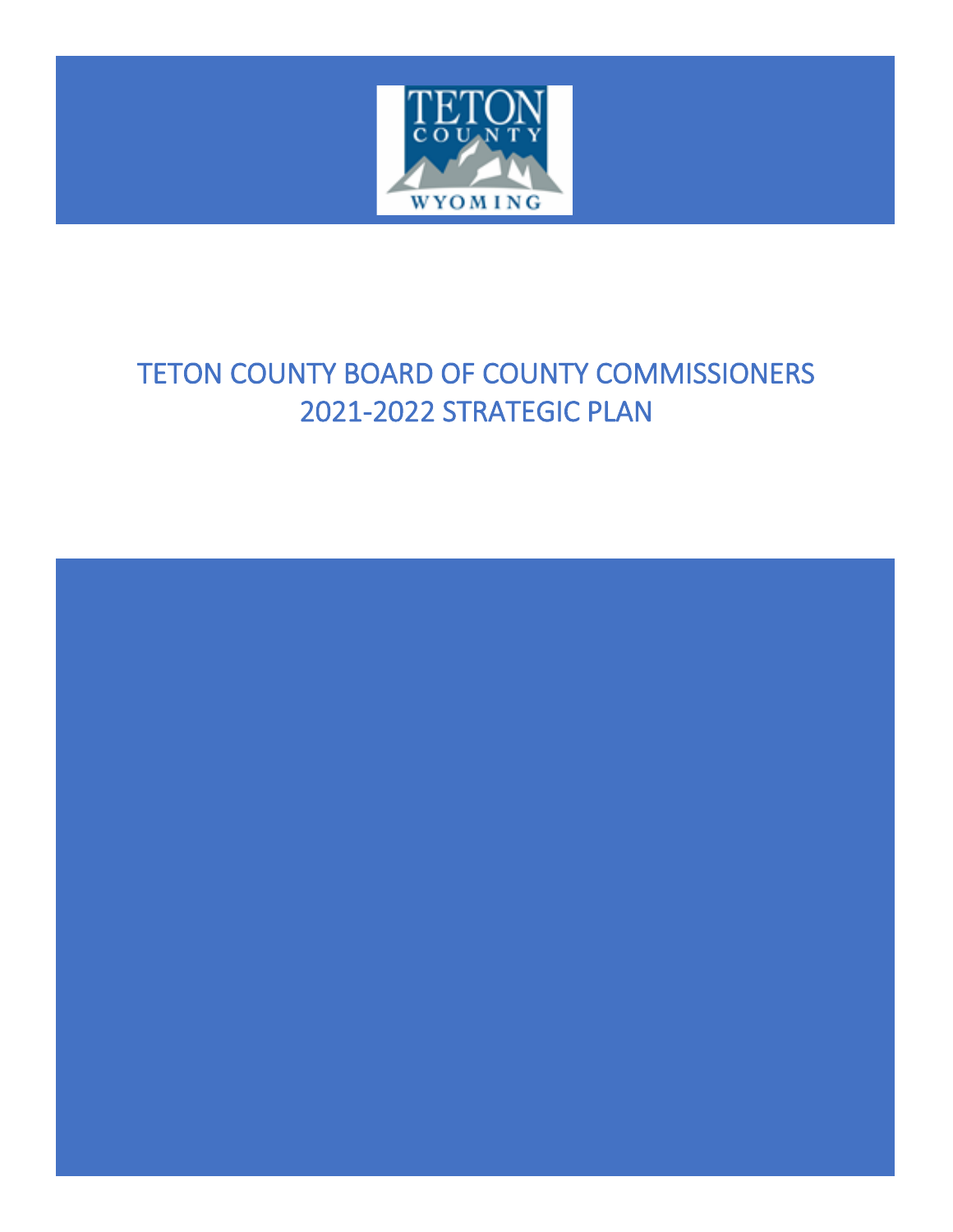# TETON COUNTY BOARD OF COUNTY COMMISSIONERS 2021-2022 STRATEGIC PLAN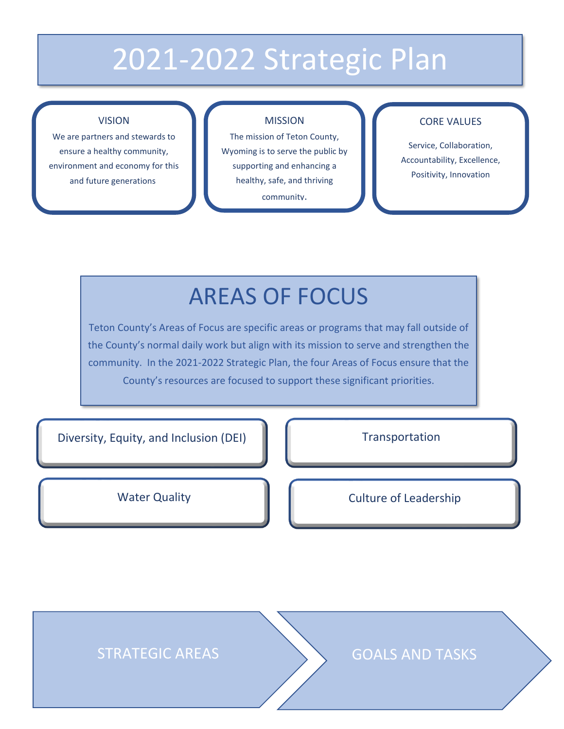# 2021-2022 Strategic Plan

### VISION

We are partners and stewards to ensure a healthy community, environment and economy for this and future generations

### MISSION

The mission of Teton County, Wyoming is to serve the public by supporting and enhancing a healthy, safe, and thriving community.

### CORE VALUES

Service, Collaboration, Accountability, Excellence, Positivity, Innovation

## AREAS OF FOCUS

Teton County's Areas of Focus are specific areas or programs that may fall outside of the County's normal daily work but align with its mission to serve and strengthen the community. In the 2021-2022 Strategic Plan, the four Areas of Focus ensure that the County's resources are focused to support these significant priorities.

- Diversity, Equity, and Inclusion (DEI)
- Transportation
- Water Quality
- Culture of Leadership

STRATEGIC AREAS → GOALS AND TASKS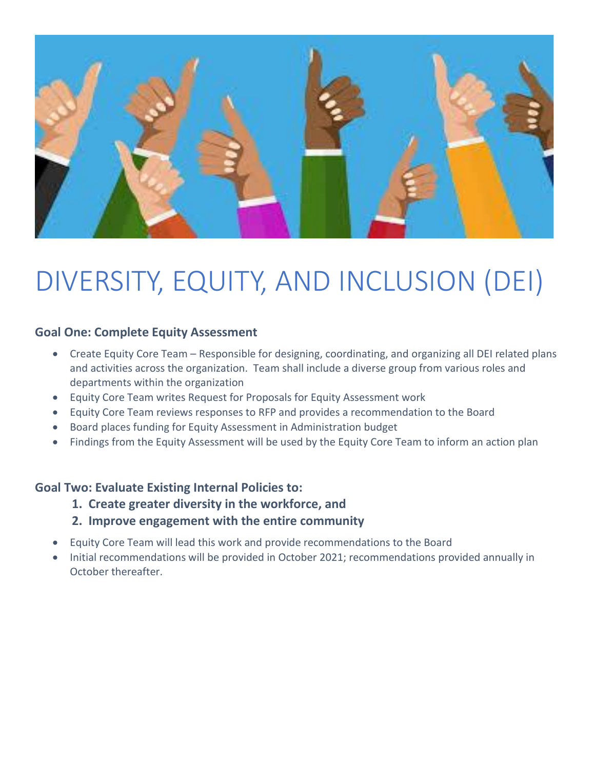# DIVERSITY, EQUITY, AND INCLUSION (DEI)

### Goal One: Complete Equity Assessment

- Create Equity Core Team – Responsible for designing, coordinating, and organizing all DEI related plans and activities across the organization. Team shall include a diverse group from various roles and departments within the organization
- Equity Core Team writes Request for Proposals for Equity Assessment work
- Equity Core Team reviews responses to RFP and provides a recommendation to the Board
- Board places funding for Equity Assessment in Administration budget
- Findings from the Equity Assessment will be used by the Equity Core Team to inform an action plan

### Goal Two: Evaluate Existing Internal Policies to:

1. **Create greater diversity in the workforce, and**
2. **Improve engagement with the entire community**

- Equity Core Team will lead this work and provide recommendations to the Board
- Initial recommendations will be provided in October 2021; recommendations provided annually in October thereafter.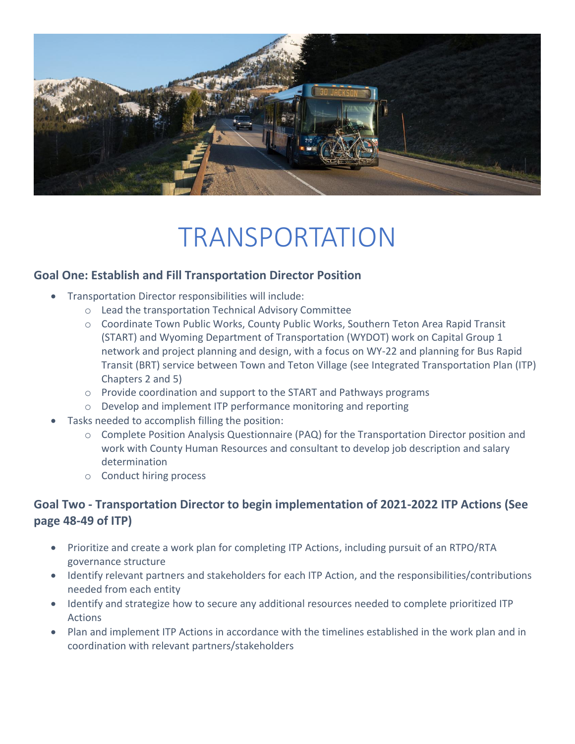# TRANSPORTATION

## Goal One: Establish and Fill Transportation Director Position

- Transportation Director responsibilities will include:
  - Lead the transportation Technical Advisory Committee
  - Coordinate Town Public Works, County Public Works, Southern Teton Area Rapid Transit (START) and Wyoming Department of Transportation (WYDOT) work on Capital Group 1 network and project planning and design, with a focus on WY-22 and planning for Bus Rapid Transit (BRT) service between Town and Teton Village (see Integrated Transportation Plan (ITP) Chapters 2 and 5)
  - Provide coordination and support to the START and Pathways programs
  - Develop and implement ITP performance monitoring and reporting
- Tasks needed to accomplish filling the position:
  - Complete Position Analysis Questionnaire (PAQ) for the Transportation Director position and work with County Human Resources and consultant to develop job description and salary determination
  - Conduct hiring process

## Goal Two - Transportation Director to begin implementation of 2021-2022 ITP Actions (See page 48-49 of ITP)

- Prioritize and create a work plan for completing ITP Actions, including pursuit of an RTPO/RTA governance structure
- Identify relevant partners and stakeholders for each ITP Action, and the responsibilities/contributions needed from each entity
- Identify and strategize how to secure any additional resources needed to complete prioritized ITP Actions
- Plan and implement ITP Actions in accordance with the timelines established in the work plan and in coordination with relevant partners/stakeholders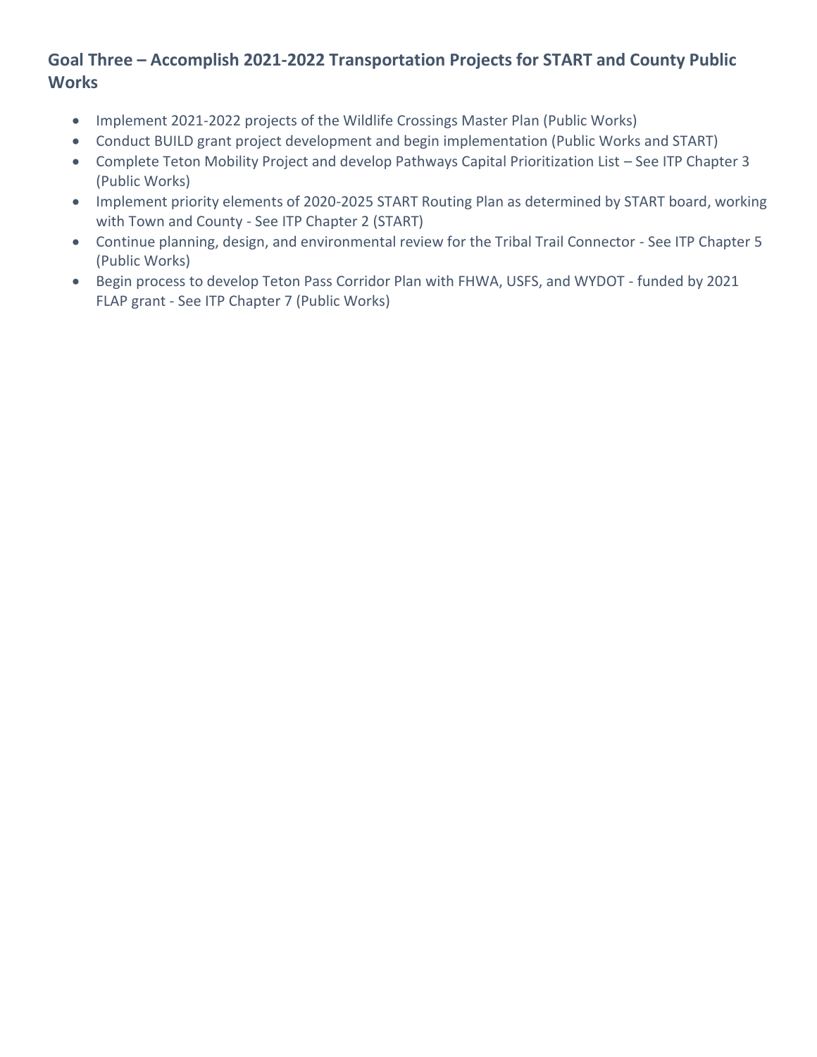### Goal Three – Accomplish 2021-2022 Transportation Projects for START and County Public Works

- Implement 2021-2022 projects of the Wildlife Crossings Master Plan (Public Works)
- Conduct BUILD grant project development and begin implementation (Public Works and START)
- Complete Teton Mobility Project and develop Pathways Capital Prioritization List – See ITP Chapter 3 (Public Works)
- Implement priority elements of 2020-2025 START Routing Plan as determined by START board, working with Town and County - See ITP Chapter 2 (START)
- Continue planning, design, and environmental review for the Tribal Trail Connector - See ITP Chapter 5 (Public Works)
- Begin process to develop Teton Pass Corridor Plan with FHWA, USFS, and WYDOT - funded by 2021 FLAP grant - See ITP Chapter 7 (Public Works)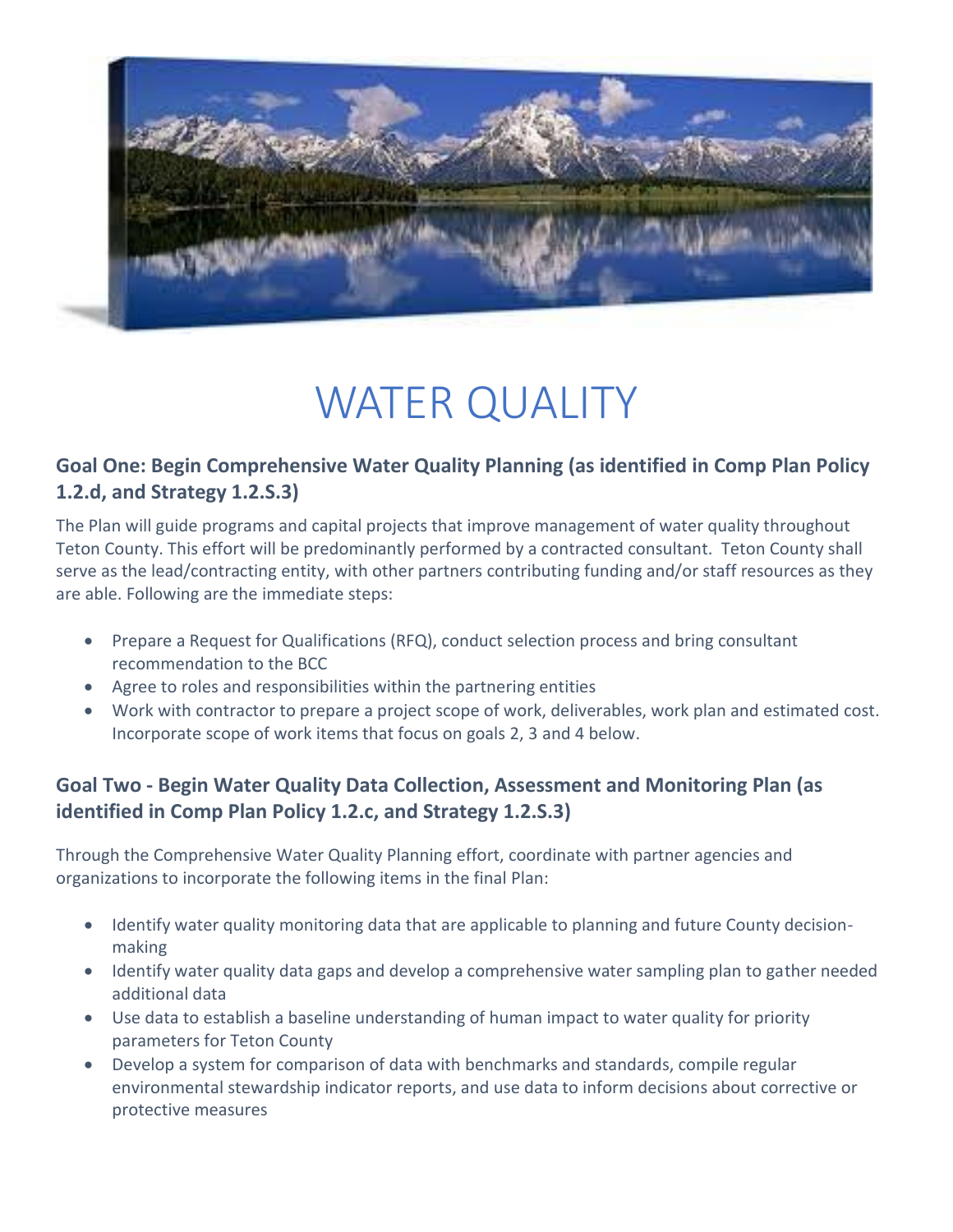# WATER QUALITY

## Goal One: Begin Comprehensive Water Quality Planning (as identified in Comp Plan Policy 1.2.d, and Strategy 1.2.S.3)

The Plan will guide programs and capital projects that improve management of water quality throughout Teton County. This effort will be predominantly performed by a contracted consultant. Teton County shall serve as the lead/contracting entity, with other partners contributing funding and/or staff resources as they are able. Following are the immediate steps:

- Prepare a Request for Qualifications (RFQ), conduct selection process and bring consultant recommendation to the BCC
- Agree to roles and responsibilities within the partnering entities
- Work with contractor to prepare a project scope of work, deliverables, work plan and estimated cost. Incorporate scope of work items that focus on goals 2, 3 and 4 below.

## Goal Two - Begin Water Quality Data Collection, Assessment and Monitoring Plan (as identified in Comp Plan Policy 1.2.c, and Strategy 1.2.S.3)

Through the Comprehensive Water Quality Planning effort, coordinate with partner agencies and organizations to incorporate the following items in the final Plan:

- Identify water quality monitoring data that are applicable to planning and future County decision-making
- Identify water quality data gaps and develop a comprehensive water sampling plan to gather needed additional data
- Use data to establish a baseline understanding of human impact to water quality for priority parameters for Teton County
- Develop a system for comparison of data with benchmarks and standards, compile regular environmental stewardship indicator reports, and use data to inform decisions about corrective or protective measures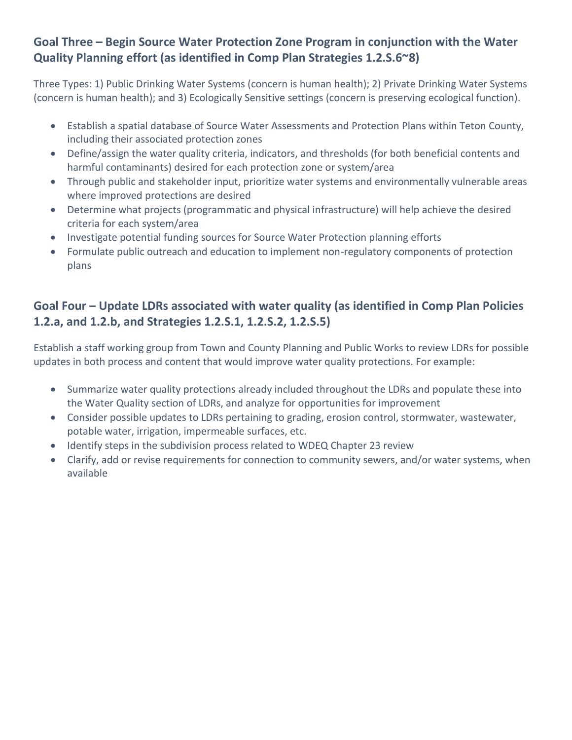## Goal Three – Begin Source Water Protection Zone Program in conjunction with the Water Quality Planning effort (as identified in Comp Plan Strategies 1.2.S.6~8)

Three Types: 1) Public Drinking Water Systems (concern is human health); 2) Private Drinking Water Systems (concern is human health); and 3) Ecologically Sensitive settings (concern is preserving ecological function).

- Establish a spatial database of Source Water Assessments and Protection Plans within Teton County, including their associated protection zones
- Define/assign the water quality criteria, indicators, and thresholds (for both beneficial contents and harmful contaminants) desired for each protection zone or system/area
- Through public and stakeholder input, prioritize water systems and environmentally vulnerable areas where improved protections are desired
- Determine what projects (programmatic and physical infrastructure) will help achieve the desired criteria for each system/area
- Investigate potential funding sources for Source Water Protection planning efforts
- Formulate public outreach and education to implement non-regulatory components of protection plans

## Goal Four – Update LDRs associated with water quality (as identified in Comp Plan Policies 1.2.a, and 1.2.b, and Strategies 1.2.S.1, 1.2.S.2, 1.2.S.5)

Establish a staff working group from Town and County Planning and Public Works to review LDRs for possible updates in both process and content that would improve water quality protections. For example:

- Summarize water quality protections already included throughout the LDRs and populate these into the Water Quality section of LDRs, and analyze for opportunities for improvement
- Consider possible updates to LDRs pertaining to grading, erosion control, stormwater, wastewater, potable water, irrigation, impermeable surfaces, etc.
- Identify steps in the subdivision process related to WDEQ Chapter 23 review
- Clarify, add or revise requirements for connection to community sewers, and/or water systems, when available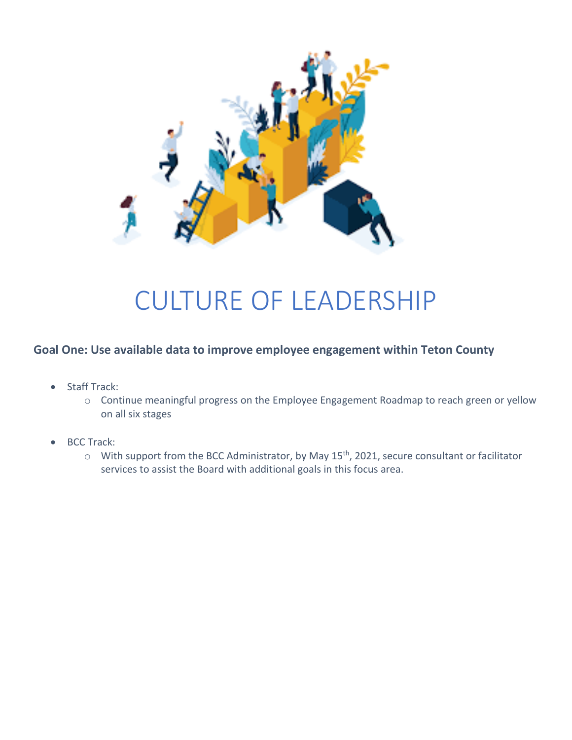# CULTURE OF LEADERSHIP

**Goal One: Use available data to improve employee engagement within Teton County**

- Staff Track:
  - Continue meaningful progress on the Employee Engagement Roadmap to reach green or yellow on all six stages
- BCC Track:
  - With support from the BCC Administrator, by May 15th, 2021, secure consultant or facilitator services to assist the Board with additional goals in this focus area.